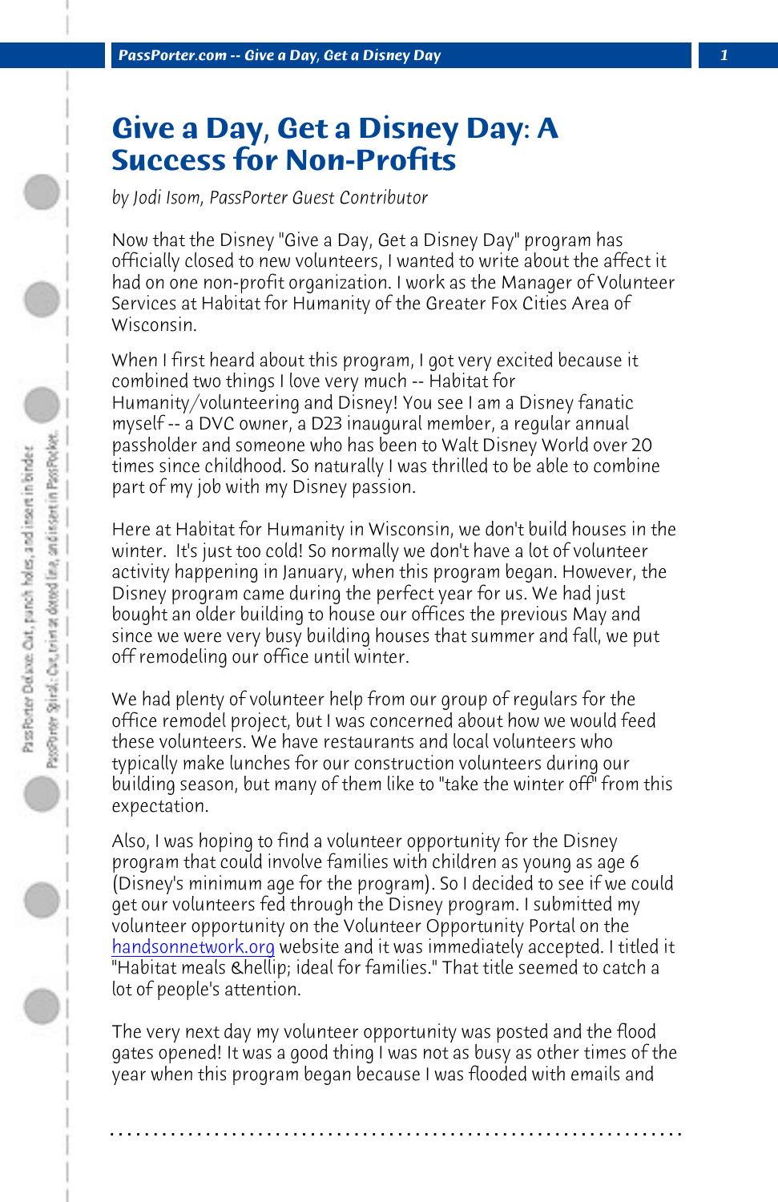# Give a Day, Get a Disney Day: A Success for Non-Profits

*by Jodi Isom, PassPorter Guest Contributor*

Now that the Disney "Give a Day, Get a Disney Day" program has officially closed to new volunteers, I wanted to write about the affect it had on one non-profit organization. I work as the Manager of Volunteer Services at Habitat for Humanity of the Greater Fox Cities Area of Wisconsin.

When I first heard about this program, I got very excited because it combined two things I love very much -- Habitat for Humanity/volunteering and Disney! You see I am a Disney fanatic myself -- a DVC owner, a D23 inaugural member, a regular annual passholder and someone who has been to Walt Disney World over 20 times since childhood. So naturally I was thrilled to be able to combine part of my job with my Disney passion.

Here at Habitat for Humanity in Wisconsin, we don't build houses in the winter. It's just too cold! So normally we don't have a lot of volunteer activity happening in January, when this program began. However, the Disney program came during the perfect year for us. We had just bought an older building to house our offices the previous May and since we were very busy building houses that summer and fall, we put off remodeling our office until winter.

We had plenty of volunteer help from our group of regulars for the office remodel project, but I was concerned about how we would feed these volunteers. We have restaurants and local volunteers who typically make lunches for our construction volunteers during our building season, but many of them like to "take the winter off" from this expectation.

Also, I was hoping to find a volunteer opportunity for the Disney program that could involve families with children as young as age 6 (Disney's minimum age for the program). So I decided to see if we could get our volunteers fed through the Disney program. I submitted my volunteer opportunity on the Volunteer Opportunity Portal on the handsonnetwork.org website and it was immediately accepted. I titled it "Habitat meals &hellip; ideal for families." That title seemed to catch a lot of people's attention.

The very next day my volunteer opportunity was posted and the flood gates opened! It was a good thing I was not as busy as other times of the year when this program began because I was flooded with emails and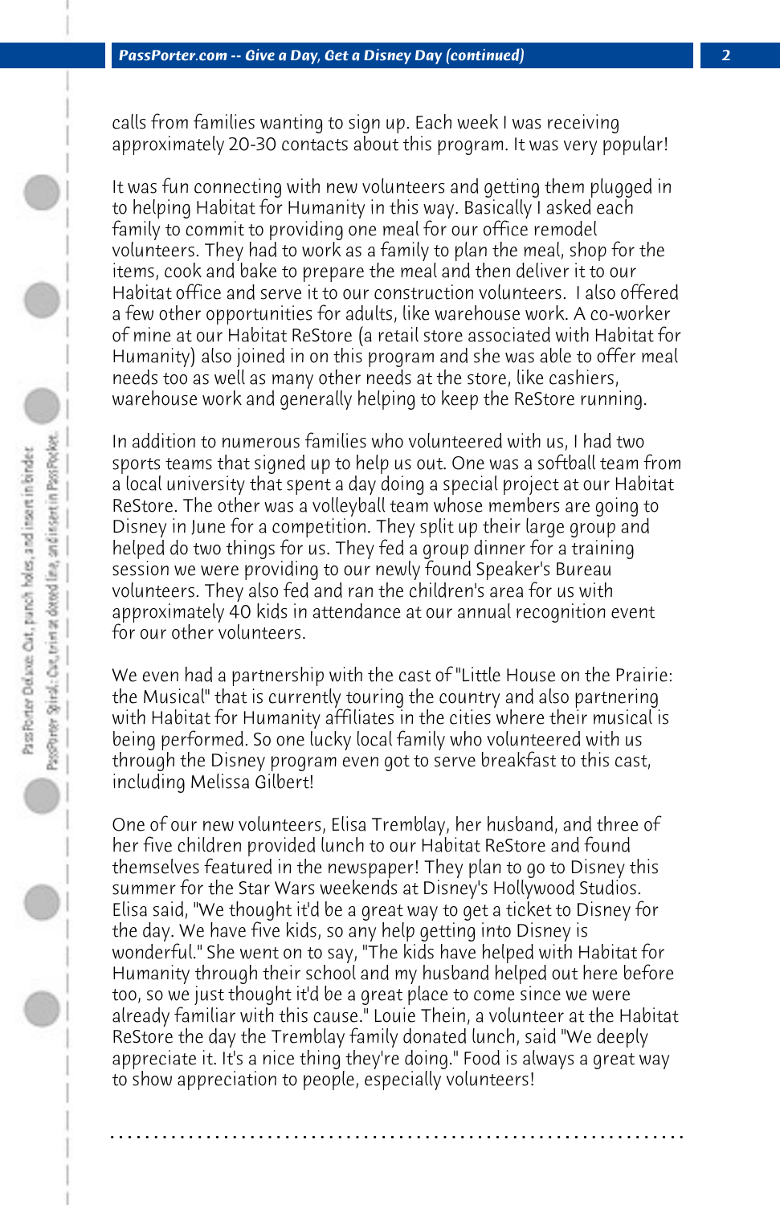calls from families wanting to sign up. Each week I was receiving approximately 20-30 contacts about this program. It was very popular!

It was fun connecting with new volunteers and getting them plugged in to helping Habitat for Humanity in this way. Basically I asked each family to commit to providing one meal for our office remodel volunteers. They had to work as a family to plan the meal, shop for the items, cook and bake to prepare the meal and then deliver it to our Habitat office and serve it to our construction volunteers. I also offered a few other opportunities for adults, like warehouse work. A co-worker of mine at our Habitat ReStore (a retail store associated with Habitat for Humanity) also joined in on this program and she was able to offer meal needs too as well as many other needs at the store, like cashiers, warehouse work and generally helping to keep the ReStore running.

In addition to numerous families who volunteered with us, I had two sports teams that signed up to help us out. One was a softball team from a local university that spent a day doing a special project at our Habitat ReStore. The other was a volleyball team whose members are going to Disney in June for a competition. They split up their large group and helped do two things for us. They fed a group dinner for a training session we were providing to our newly found Speaker's Bureau volunteers. They also fed and ran the children's area for us with approximately 40 kids in attendance at our annual recognition event for our other volunteers.

We even had a partnership with the cast of "Little House on the Prairie: the Musical" that is currently touring the country and also partnering with Habitat for Humanity affiliates in the cities where their musical is being performed. So one lucky local family who volunteered with us through the Disney program even got to serve breakfast to this cast, including Melissa Gilbert!

One of our new volunteers, Elisa Tremblay, her husband, and three of her five children provided lunch to our Habitat ReStore and found themselves featured in the newspaper! They plan to go to Disney this summer for the Star Wars weekends at Disney's Hollywood Studios. Elisa said, "We thought it'd be a great way to get a ticket to Disney for the day. We have five kids, so any help getting into Disney is wonderful." She went on to say, "The kids have helped with Habitat for Humanity through their school and my husband helped out here before too, so we just thought it'd be a great place to come since we were already familiar with this cause." Louie Thein, a volunteer at the Habitat ReStore the day the Tremblay family donated lunch, said "We deeply appreciate it. It's a nice thing they're doing." Food is always a great way to show appreciation to people, especially volunteers!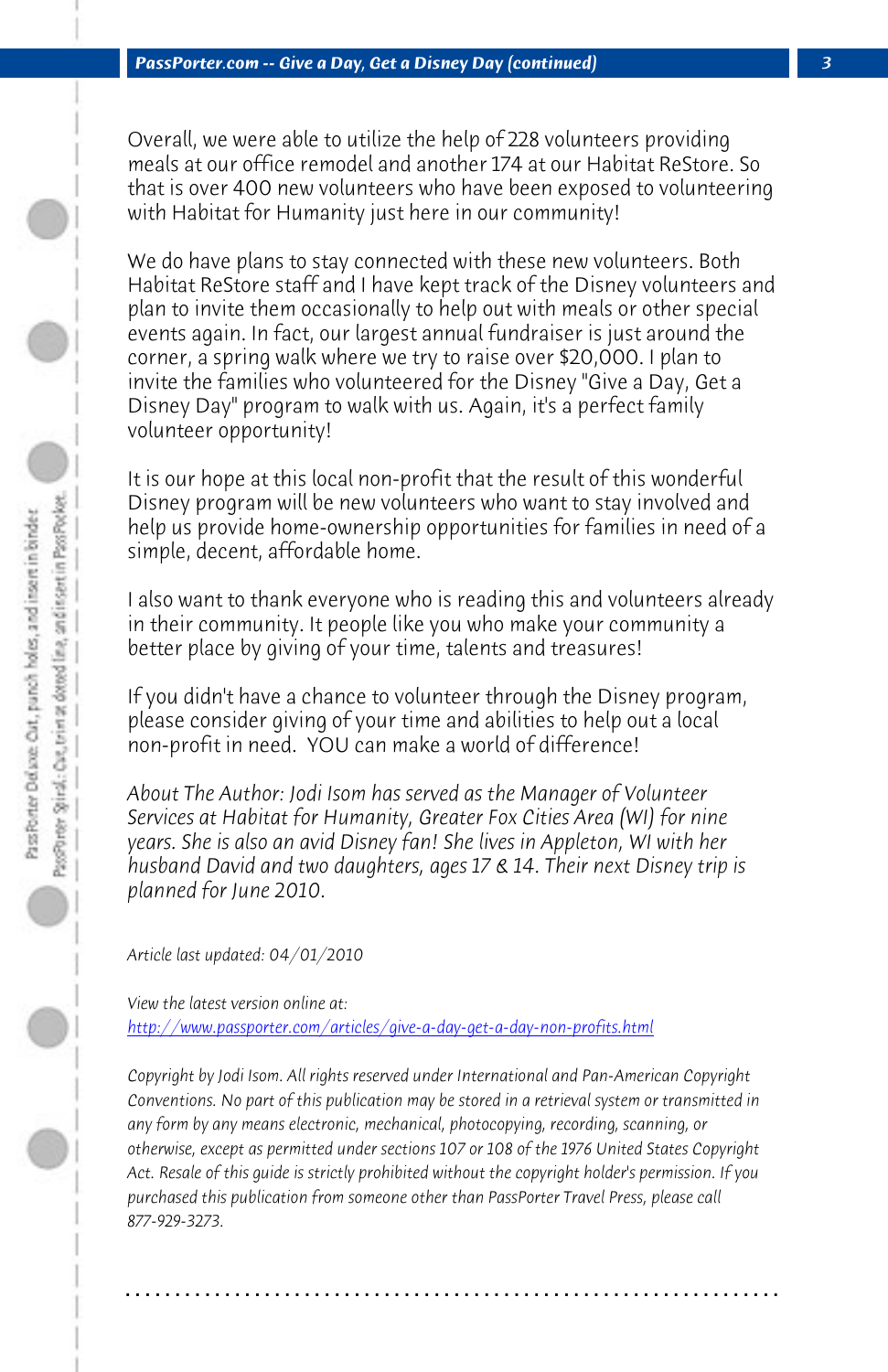Overall, we were able to utilize the help of 228 volunteers providing meals at our office remodel and another 174 at our Habitat ReStore. So that is over 400 new volunteers who have been exposed to volunteering with Habitat for Humanity just here in our community!

We do have plans to stay connected with these new volunteers. Both Habitat ReStore staff and I have kept track of the Disney volunteers and plan to invite them occasionally to help out with meals or other special events again. In fact, our largest annual fundraiser is just around the corner, a spring walk where we try to raise over $20,000. I plan to invite the families who volunteered for the Disney "Give a Day, Get a Disney Day" program to walk with us. Again, it's a perfect family volunteer opportunity!

It is our hope at this local non-profit that the result of this wonderful Disney program will be new volunteers who want to stay involved and help us provide home-ownership opportunities for families in need of a simple, decent, affordable home.

I also want to thank everyone who is reading this and volunteers already in their community. It people like you who make your community a better place by giving of your time, talents and treasures!

If you didn't have a chance to volunteer through the Disney program, please consider giving of your time and abilities to help out a local non-profit in need. YOU can make a world of difference!

*About The Author: Jodi Isom has served as the Manager of Volunteer Services at Habitat for Humanity, Greater Fox Cities Area (WI) for nine years. She is also an avid Disney fan! She lives in Appleton, WI with her husband David and two daughters, ages 17 & 14. Their next Disney trip is planned for June 2010.*

*Article last updated: 04/01/2010*

*View the latest version online at:*
http://www.passporter.com/articles/give-a-day-get-a-day-non-profits.html

*Copyright by Jodi Isom. All rights reserved under International and Pan-American Copyright Conventions. No part of this publication may be stored in a retrieval system or transmitted in any form by any means electronic, mechanical, photocopying, recording, scanning, or otherwise, except as permitted under sections 107 or 108 of the 1976 United States Copyright Act. Resale of this guide is strictly prohibited without the copyright holder's permission. If you purchased this publication from someone other than PassPorter Travel Press, please call 877-929-3273.*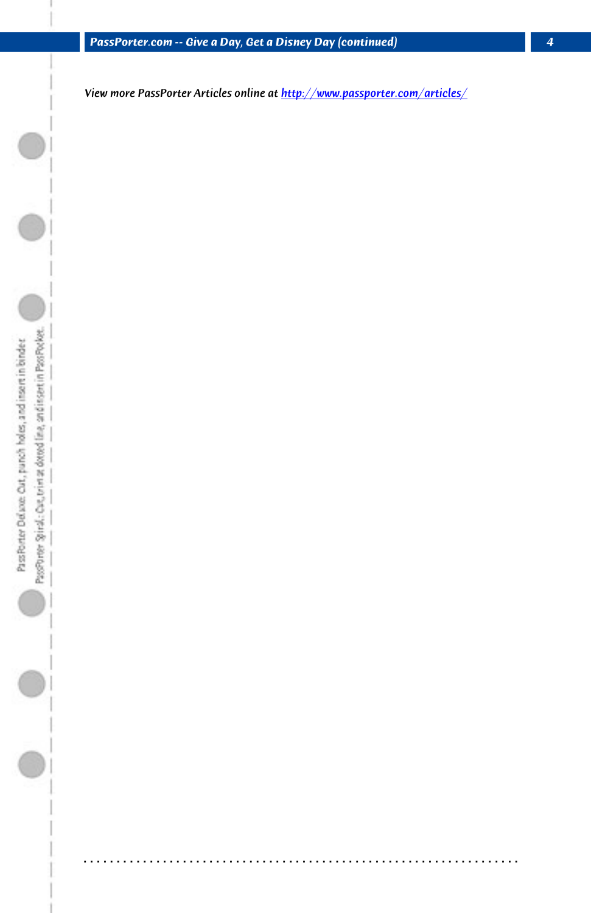*View more PassPorter Articles online at [http://www.passporter.com/articles/](http://www.passporter.com/articles/)*